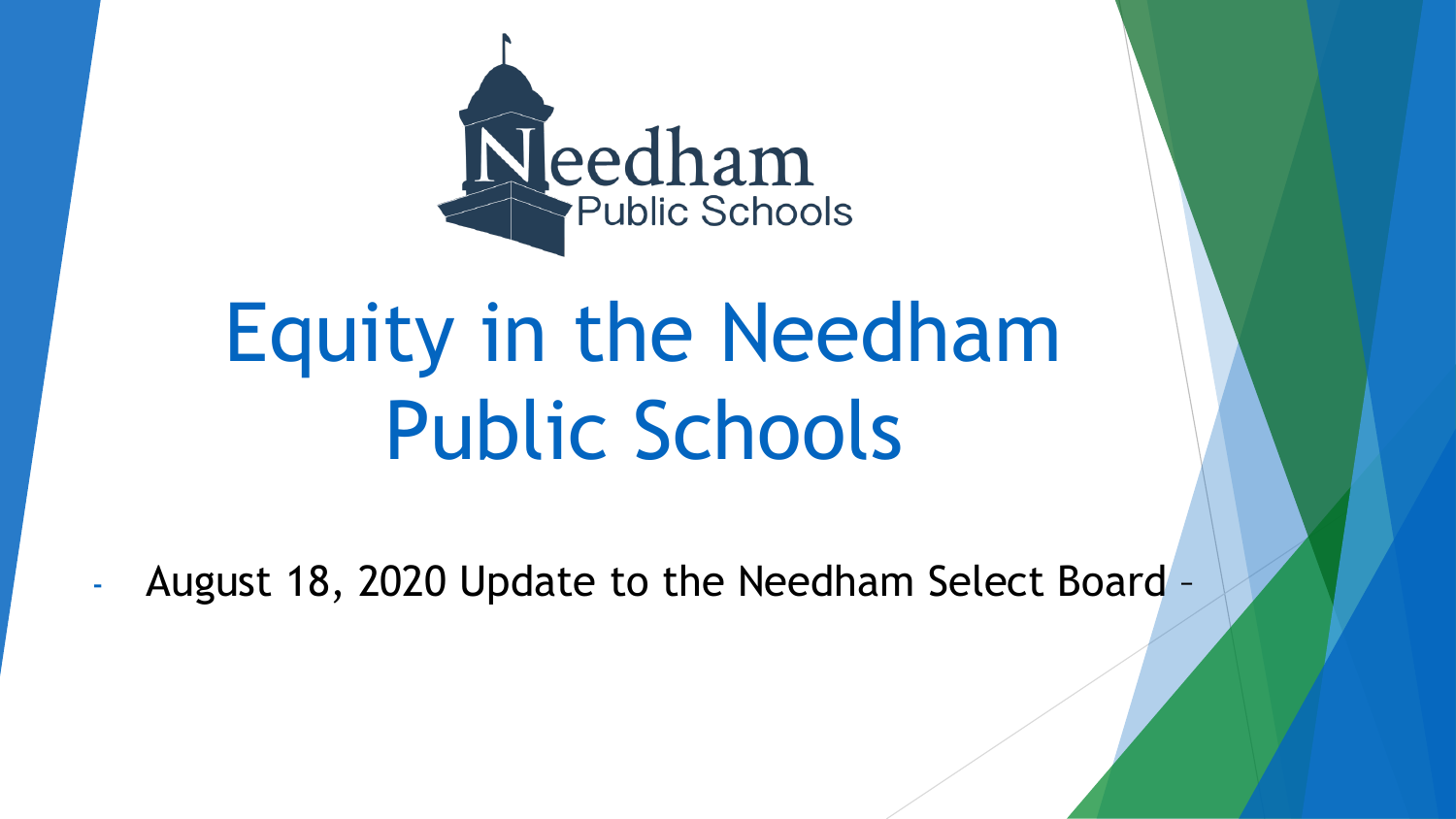Needham Public Schools

# Equity in the Needham Public Schools

- August 18, 2020 Update to the Needham Select Board –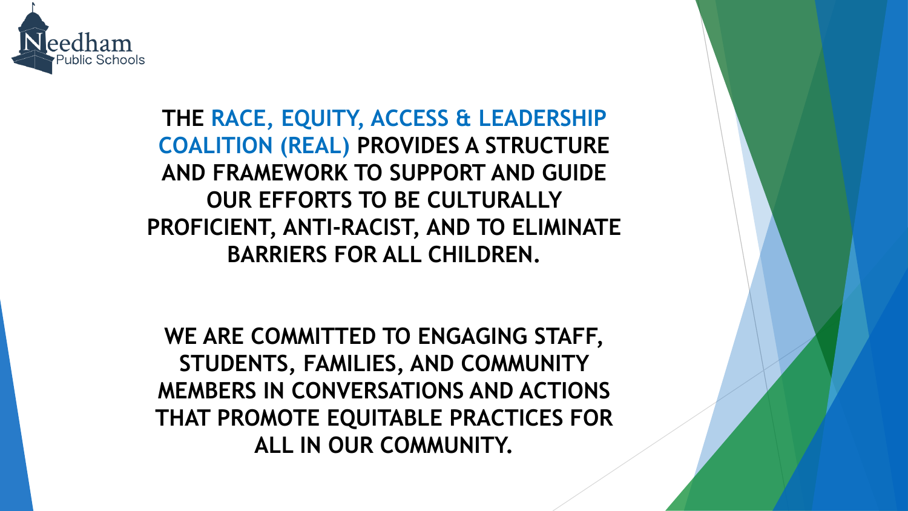**THE RACE, EQUITY, ACCESS & LEADERSHIP COALITION (REAL) PROVIDES A STRUCTURE AND FRAMEWORK TO SUPPORT AND GUIDE OUR EFFORTS TO BE CULTURALLY PROFICIENT, ANTI-RACIST, AND TO ELIMINATE BARRIERS FOR ALL CHILDREN.**

**WE ARE COMMITTED TO ENGAGING STAFF, STUDENTS, FAMILIES, AND COMMUNITY MEMBERS IN CONVERSATIONS AND ACTIONS THAT PROMOTE EQUITABLE PRACTICES FOR ALL IN OUR COMMUNITY.**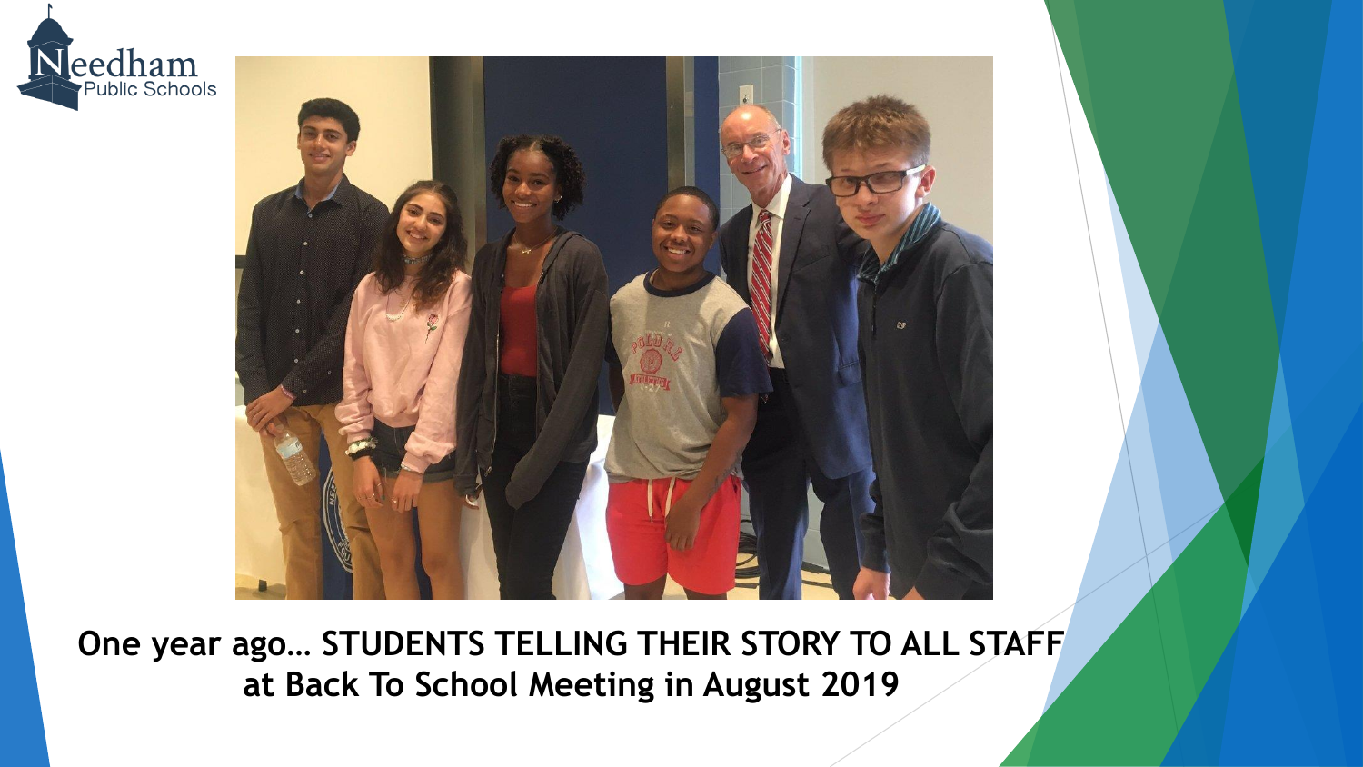**One year ago… STUDENTS TELLING THEIR STORY TO ALL STAFF at Back To School Meeting in August 2019**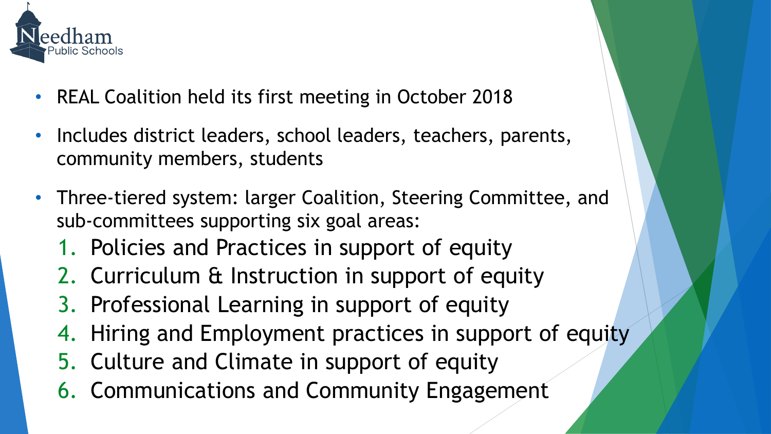- REAL Coalition held its first meeting in October 2018
- Includes district leaders, school leaders, teachers, parents, community members, students
- Three-tiered system: larger Coalition, Steering Committee, and sub-committees supporting six goal areas:
  1. Policies and Practices in support of equity
  2. Curriculum & Instruction in support of equity
  3. Professional Learning in support of equity
  4. Hiring and Employment practices in support of equity
  5. Culture and Climate in support of equity
  6. Communications and Community Engagement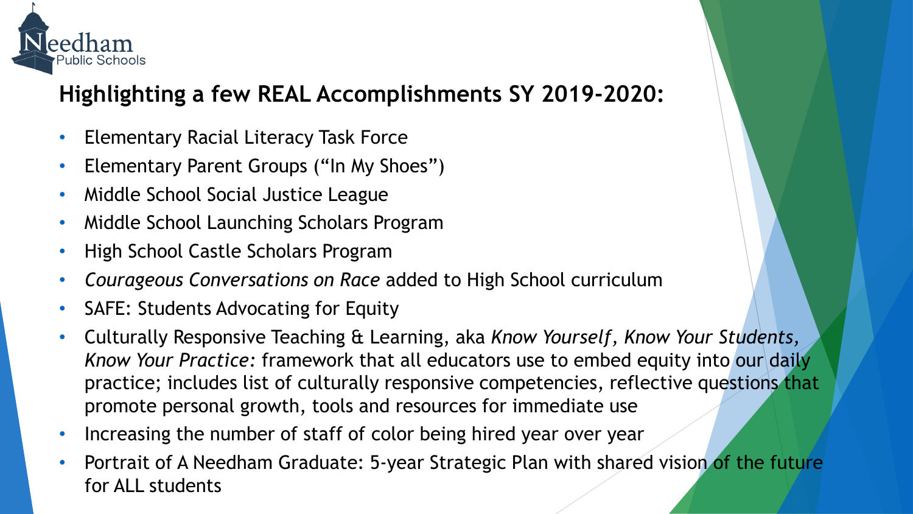## Highlighting a few REAL Accomplishments SY 2019-2020:

- Elementary Racial Literacy Task Force
- Elementary Parent Groups ("In My Shoes")
- Middle School Social Justice League
- Middle School Launching Scholars Program
- High School Castle Scholars Program
- *Courageous Conversations on Race* added to High School curriculum
- SAFE: Students Advocating for Equity
- Culturally Responsive Teaching & Learning, aka *Know Yourself, Know Your Students, Know Your Practice:* framework that all educators use to embed equity into our daily practice; includes list of culturally responsive competencies, reflective questions that promote personal growth, tools and resources for immediate use
- Increasing the number of staff of color being hired year over year
- Portrait of A Needham Graduate: 5-year Strategic Plan with shared vision of the future for ALL students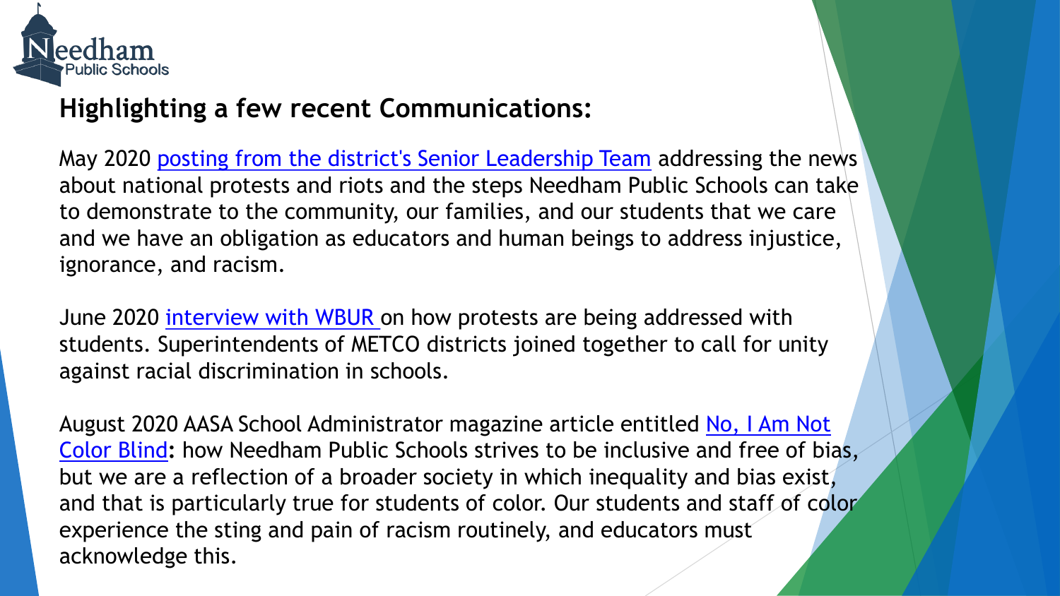## Highlighting a few recent Communications:

May 2020 posting from the district's Senior Leadership Team addressing the news about national protests and riots and the steps Needham Public Schools can take to demonstrate to the community, our families, and our students that we care and we have an obligation as educators and human beings to address injustice, ignorance, and racism.

June 2020 interview with WBUR on how protests are being addressed with students. Superintendents of METCO districts joined together to call for unity against racial discrimination in schools.

August 2020 AASA School Administrator magazine article entitled No, I Am Not Color Blind**:** how Needham Public Schools strives to be inclusive and free of bias, but we are a reflection of a broader society in which inequality and bias exist, and that is particularly true for students of color. Our students and staff of color experience the sting and pain of racism routinely, and educators must acknowledge this.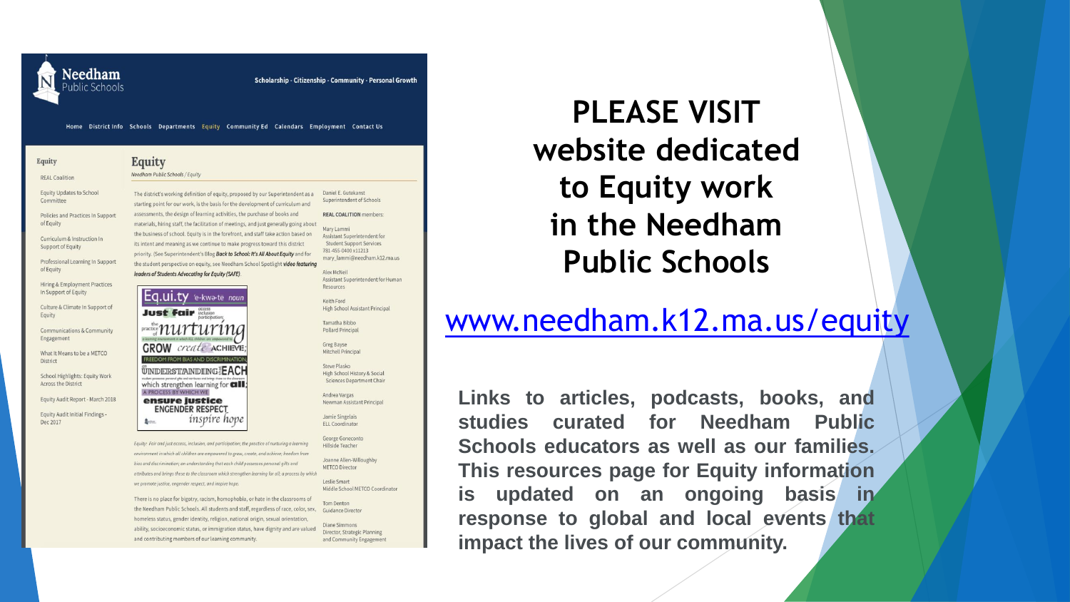# PLEASE VISIT website dedicated to Equity work in the Needham Public Schools

www.needham.k12.ma.us/equity

**Links to articles, podcasts, books, and studies curated for Needham Public Schools educators as well as our families. This resources page for Equity information is updated on an ongoing basis in response to global and local events that impact the lives of our community.**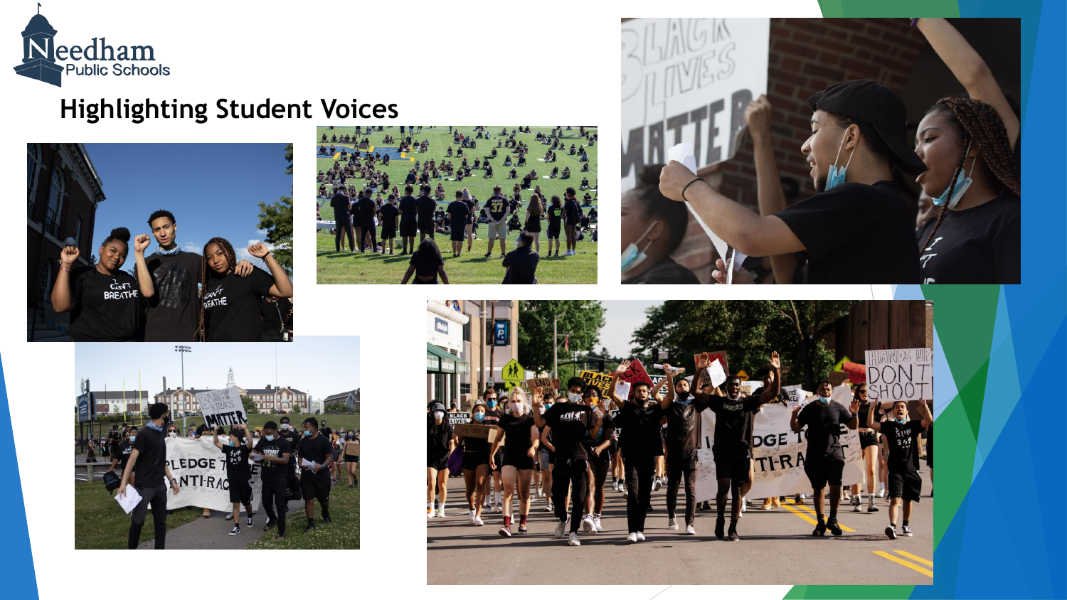Needham Public Schools

# Highlighting Student Voices